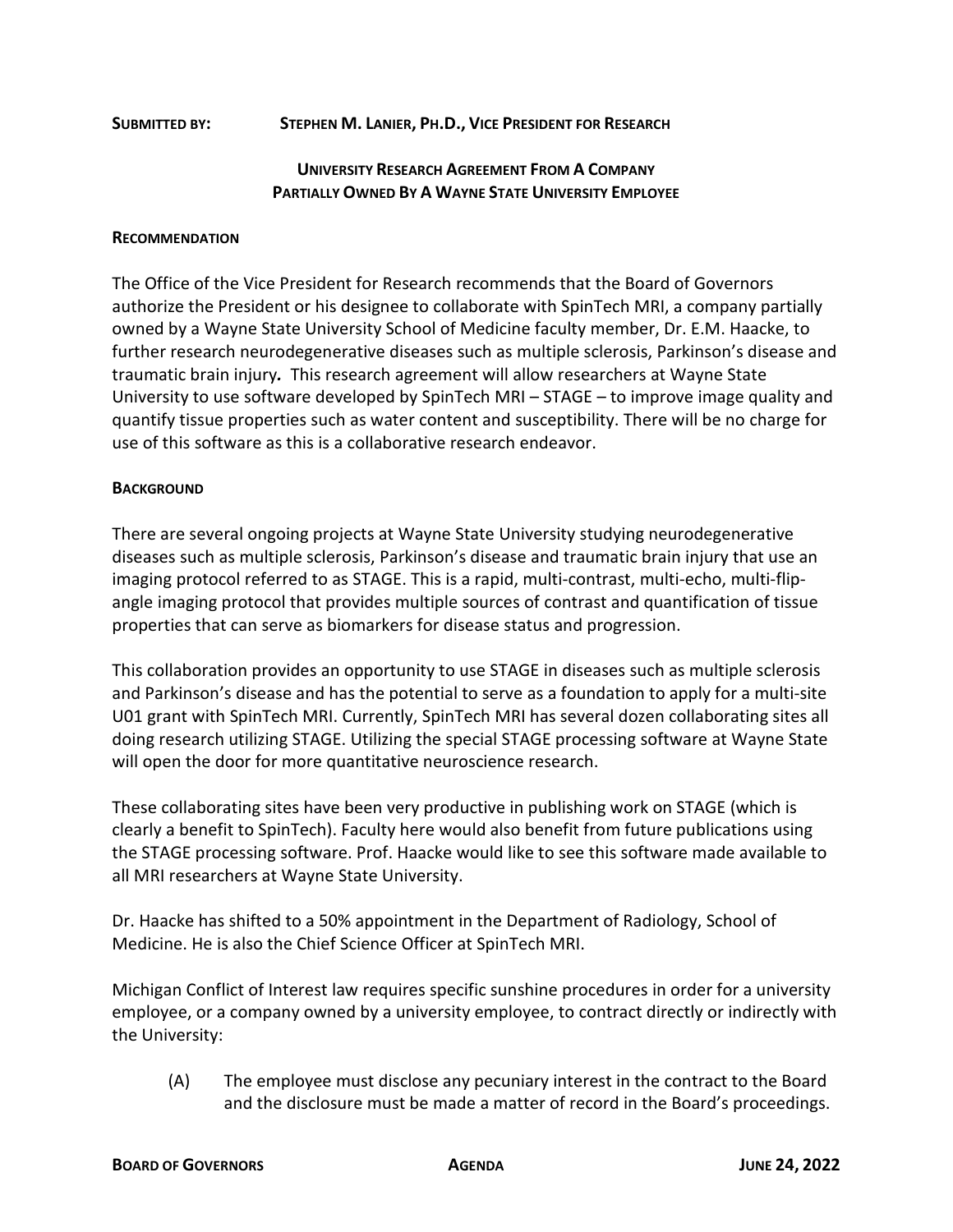**SUBMITTED BY: STEPHEN M. LANIER, PH.D., VICE PRESIDENT FOR RESEARCH**

## UNIVERSITY RESEARCH AGREEMENT FROM A COMPANY PARTIALLY OWNED BY A WAYNE STATE UNIVERSITY EMPLOYEE

### RECOMMENDATION

The Office of the Vice President for Research recommends that the Board of Governors authorize the President or his designee to collaborate with SpinTech MRI, a company partially owned by a Wayne State University School of Medicine faculty member, Dr. E.M. Haacke, to further research neurodegenerative diseases such as multiple sclerosis, Parkinson's disease and traumatic brain injury**.** This research agreement will allow researchers at Wayne State University to use software developed by SpinTech MRI – STAGE – to improve image quality and quantify tissue properties such as water content and susceptibility. There will be no charge for use of this software as this is a collaborative research endeavor.

### BACKGROUND

There are several ongoing projects at Wayne State University studying neurodegenerative diseases such as multiple sclerosis, Parkinson's disease and traumatic brain injury that use an imaging protocol referred to as STAGE. This is a rapid, multi-contrast, multi-echo, multi-flip-angle imaging protocol that provides multiple sources of contrast and quantification of tissue properties that can serve as biomarkers for disease status and progression.

This collaboration provides an opportunity to use STAGE in diseases such as multiple sclerosis and Parkinson's disease and has the potential to serve as a foundation to apply for a multi-site U01 grant with SpinTech MRI. Currently, SpinTech MRI has several dozen collaborating sites all doing research utilizing STAGE. Utilizing the special STAGE processing software at Wayne State will open the door for more quantitative neuroscience research.

These collaborating sites have been very productive in publishing work on STAGE (which is clearly a benefit to SpinTech). Faculty here would also benefit from future publications using the STAGE processing software. Prof. Haacke would like to see this software made available to all MRI researchers at Wayne State University.

Dr. Haacke has shifted to a 50% appointment in the Department of Radiology, School of Medicine. He is also the Chief Science Officer at SpinTech MRI.

Michigan Conflict of Interest law requires specific sunshine procedures in order for a university employee, or a company owned by a university employee, to contract directly or indirectly with the University:

(A) The employee must disclose any pecuniary interest in the contract to the Board and the disclosure must be made a matter of record in the Board's proceedings.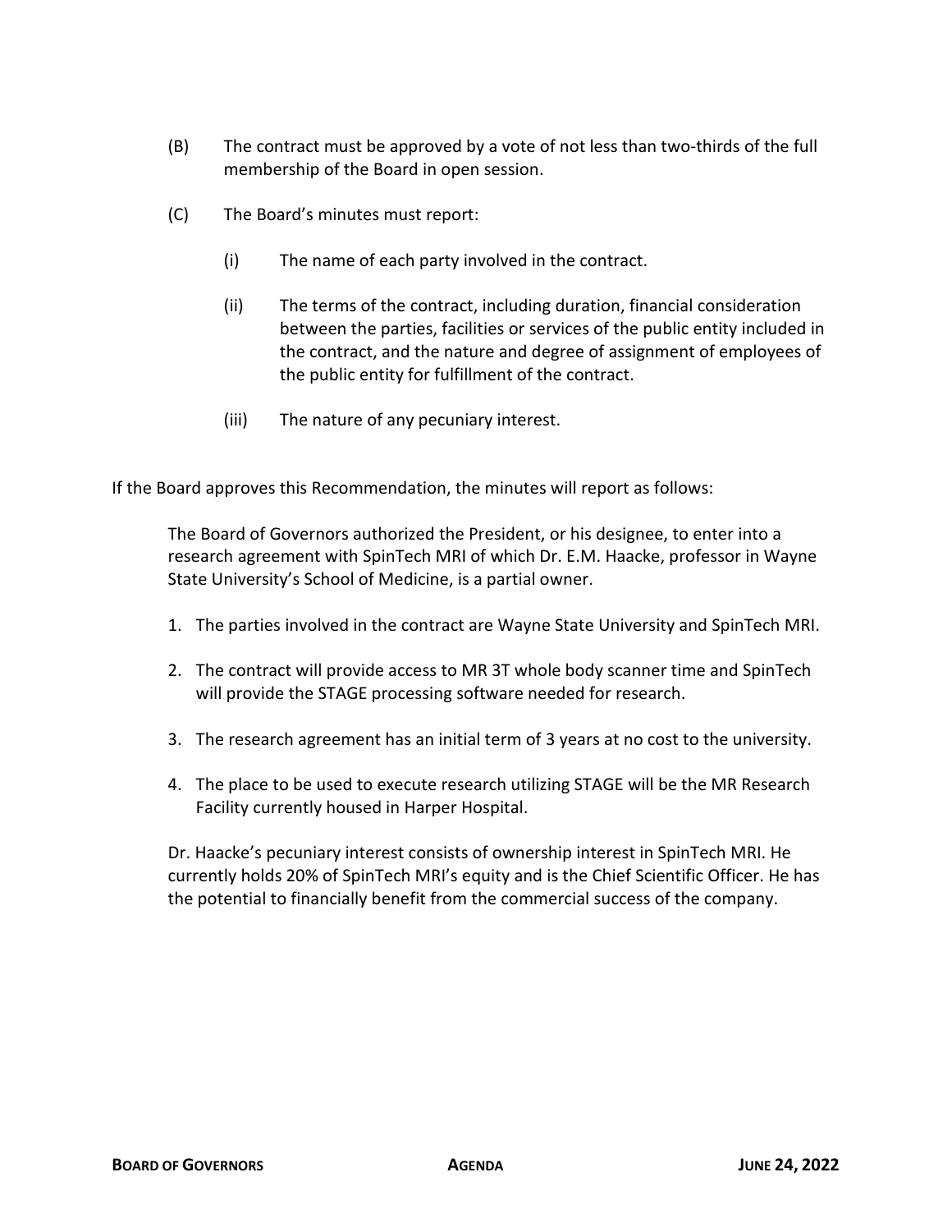(B) The contract must be approved by a vote of not less than two-thirds of the full membership of the Board in open session.

(C) The Board's minutes must report:

(i) The name of each party involved in the contract.

(ii) The terms of the contract, including duration, financial consideration between the parties, facilities or services of the public entity included in the contract, and the nature and degree of assignment of employees of the public entity for fulfillment of the contract.

(iii) The nature of any pecuniary interest.

If the Board approves this Recommendation, the minutes will report as follows:

The Board of Governors authorized the President, or his designee, to enter into a research agreement with SpinTech MRI of which Dr. E.M. Haacke, professor in Wayne State University's School of Medicine, is a partial owner.

1. The parties involved in the contract are Wayne State University and SpinTech MRI.
2. The contract will provide access to MR 3T whole body scanner time and SpinTech will provide the STAGE processing software needed for research.
3. The research agreement has an initial term of 3 years at no cost to the university.
4. The place to be used to execute research utilizing STAGE will be the MR Research Facility currently housed in Harper Hospital.

Dr. Haacke's pecuniary interest consists of ownership interest in SpinTech MRI. He currently holds 20% of SpinTech MRI's equity and is the Chief Scientific Officer. He has the potential to financially benefit from the commercial success of the company.